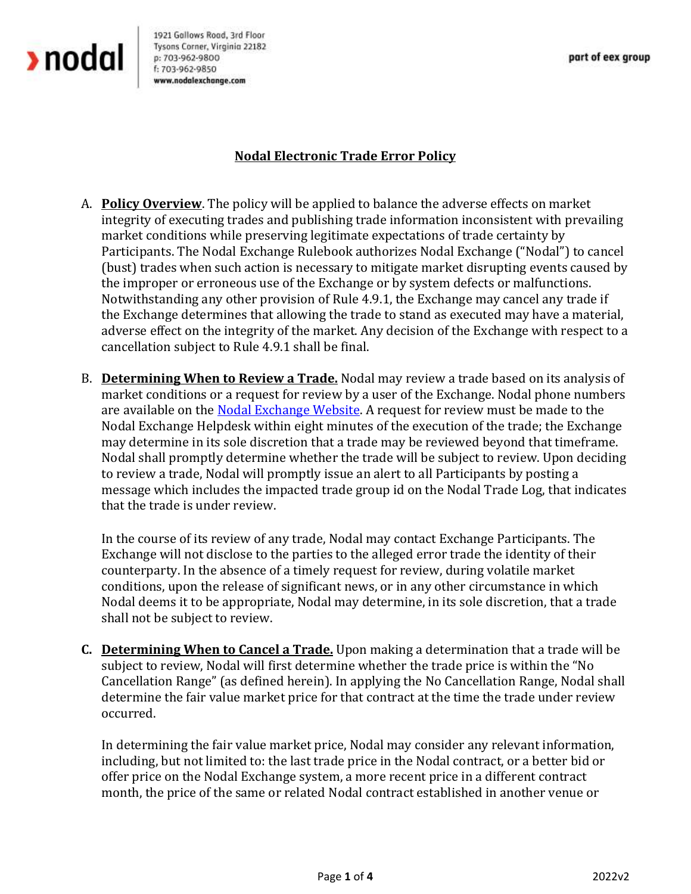# Nodal Electronic Trade Error Policy

A. **Policy Overview**. The policy will be applied to balance the adverse effects on market integrity of executing trades and publishing trade information inconsistent with prevailing market conditions while preserving legitimate expectations of trade certainty by Participants. The Nodal Exchange Rulebook authorizes Nodal Exchange ("Nodal") to cancel (bust) trades when such action is necessary to mitigate market disrupting events caused by the improper or erroneous use of the Exchange or by system defects or malfunctions. Notwithstanding any other provision of Rule 4.9.1, the Exchange may cancel any trade if the Exchange determines that allowing the trade to stand as executed may have a material, adverse effect on the integrity of the market. Any decision of the Exchange with respect to a cancellation subject to Rule 4.9.1 shall be final.

B. **Determining When to Review a Trade.** Nodal may review a trade based on its analysis of market conditions or a request for review by a user of the Exchange. Nodal phone numbers are available on the Nodal Exchange Website. A request for review must be made to the Nodal Exchange Helpdesk within eight minutes of the execution of the trade; the Exchange may determine in its sole discretion that a trade may be reviewed beyond that timeframe. Nodal shall promptly determine whether the trade will be subject to review. Upon deciding to review a trade, Nodal will promptly issue an alert to all Participants by posting a message which includes the impacted trade group id on the Nodal Trade Log, that indicates that the trade is under review.

   In the course of its review of any trade, Nodal may contact Exchange Participants. The Exchange will not disclose to the parties to the alleged error trade the identity of their counterparty. In the absence of a timely request for review, during volatile market conditions, upon the release of significant news, or in any other circumstance in which Nodal deems it to be appropriate, Nodal may determine, in its sole discretion, that a trade shall not be subject to review.

**C. Determining When to Cancel a Trade.** Upon making a determination that a trade will be subject to review, Nodal will first determine whether the trade price is within the "No Cancellation Range" (as defined herein). In applying the No Cancellation Range, Nodal shall determine the fair value market price for that contract at the time the trade under review occurred.

   In determining the fair value market price, Nodal may consider any relevant information, including, but not limited to: the last trade price in the Nodal contract, or a better bid or offer price on the Nodal Exchange system, a more recent price in a different contract month, the price of the same or related Nodal contract established in another venue or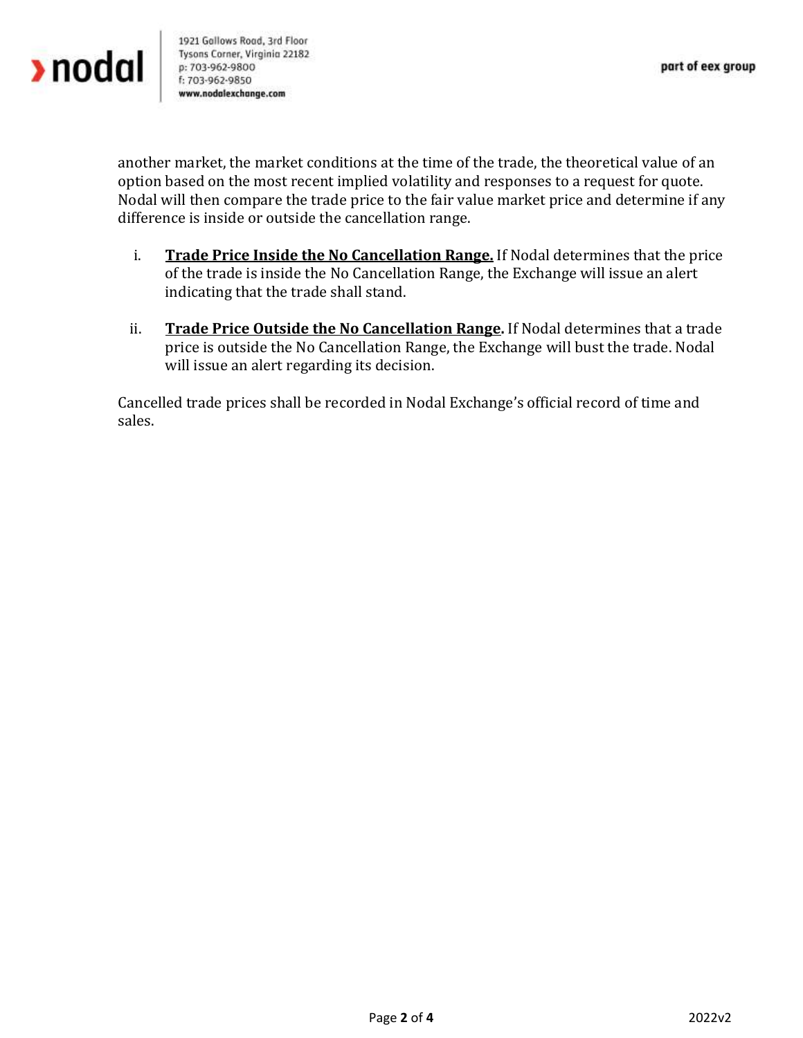another market, the market conditions at the time of the trade, the theoretical value of an option based on the most recent implied volatility and responses to a request for quote. Nodal will then compare the trade price to the fair value market price and determine if any difference is inside or outside the cancellation range.

i. **Trade Price Inside the No Cancellation Range.** If Nodal determines that the price of the trade is inside the No Cancellation Range, the Exchange will issue an alert indicating that the trade shall stand.

ii. **Trade Price Outside the No Cancellation Range.** If Nodal determines that a trade price is outside the No Cancellation Range, the Exchange will bust the trade. Nodal will issue an alert regarding its decision.

Cancelled trade prices shall be recorded in Nodal Exchange's official record of time and sales.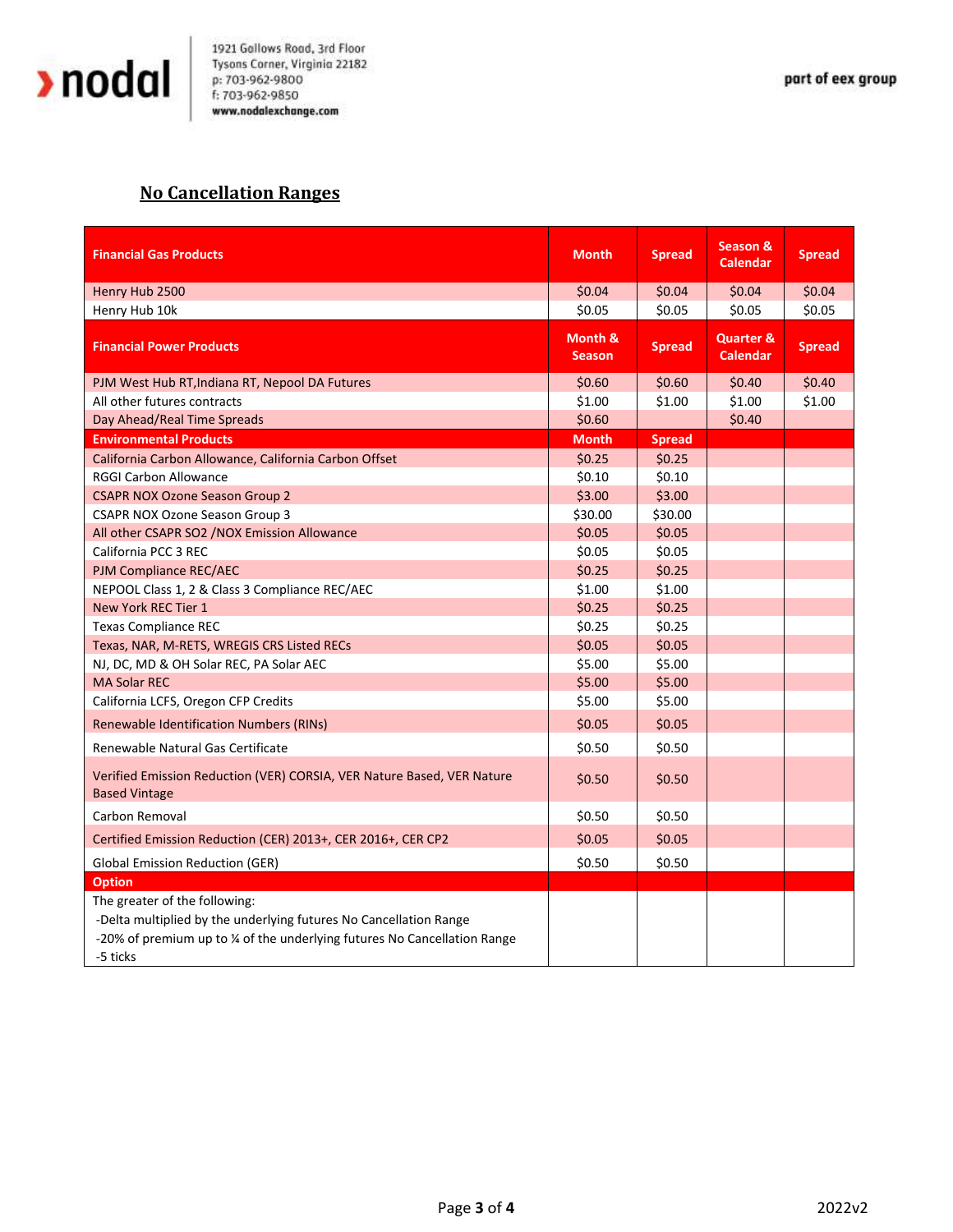## No Cancellation Ranges

| Financial Gas Products | Month | Spread | Season & Calendar | Spread |
|---|---|---|---|---|
| Henry Hub 2500 | $0.04 | $0.04 | $0.04 | $0.04 |
| Henry Hub 10k | $0.05 | $0.05 | $0.05 | $0.05 |
| **Financial Power Products** | **Month & Season** | **Spread** | **Quarter & Calendar** | **Spread** |
| PJM West Hub RT,Indiana RT, Nepool DA Futures | $0.60 | $0.60 | $0.40 | $0.40 |
| All other futures contracts | $1.00 | $1.00 | $1.00 | $1.00 |
| Day Ahead/Real Time Spreads | $0.60 | | $0.40 | |
| **Environmental Products** | **Month** | **Spread** | | |
| California Carbon Allowance, California Carbon Offset | $0.25 | $0.25 | | |
| RGGI Carbon Allowance | $0.10 | $0.10 | | |
| CSAPR NOX Ozone Season Group 2 | $3.00 | $3.00 | | |
| CSAPR NOX Ozone Season Group 3 | $30.00 | $30.00 | | |
| All other CSAPR SO2 /NOX Emission Allowance | $0.05 | $0.05 | | |
| California PCC 3 REC | $0.05 | $0.05 | | |
| PJM Compliance REC/AEC | $0.25 | $0.25 | | |
| NEPOOL Class 1, 2 & Class 3 Compliance REC/AEC | $1.00 | $1.00 | | |
| New York REC Tier 1 | $0.25 | $0.25 | | |
| Texas Compliance REC | $0.25 | $0.25 | | |
| Texas, NAR, M-RETS, WREGIS CRS Listed RECs | $0.05 | $0.05 | | |
| NJ, DC, MD & OH Solar REC, PA Solar AEC | $5.00 | $5.00 | | |
| MA Solar REC | $5.00 | $5.00 | | |
| California LCFS, Oregon CFP Credits | $5.00 | $5.00 | | |
| Renewable Identification Numbers (RINs) | $0.05 | $0.05 | | |
| Renewable Natural Gas Certificate | $0.50 | $0.50 | | |
| Verified Emission Reduction (VER) CORSIA, VER Nature Based, VER Nature Based Vintage | $0.50 | $0.50 | | |
| Carbon Removal | $0.50 | $0.50 | | |
| Certified Emission Reduction (CER) 2013+, CER 2016+, CER CP2 | $0.05 | $0.05 | | |
| Global Emission Reduction (GER) | $0.50 | $0.50 | | |
| **Option** | | | | |
| The greater of the following:<br>-Delta multiplied by the underlying futures No Cancellation Range<br>-20% of premium up to ¼ of the underlying futures No Cancellation Range<br>-5 ticks | | | | |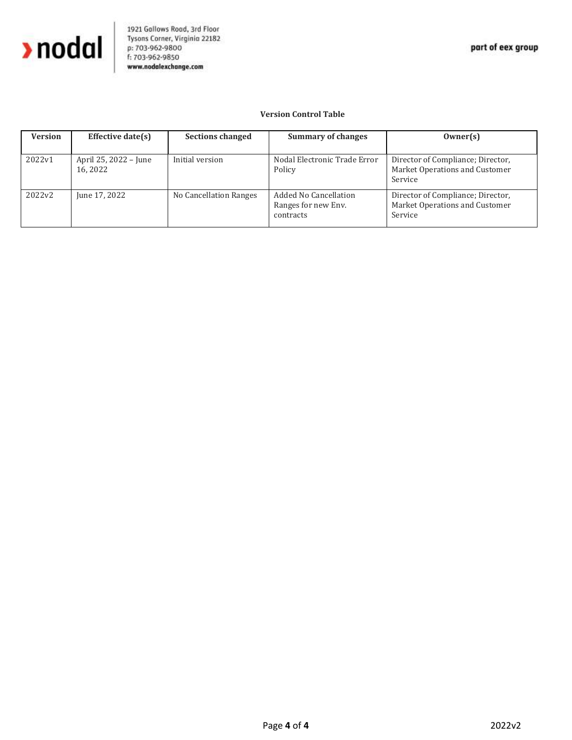**Version Control Table**

| Version | Effective date(s) | Sections changed | Summary of changes | Owner(s) |
|---|---|---|---|---|
| 2022v1 | April 25, 2022 – June 16, 2022 | Initial version | Nodal Electronic Trade Error Policy | Director of Compliance; Director, Market Operations and Customer Service |
| 2022v2 | June 17, 2022 | No Cancellation Ranges | Added No Cancellation Ranges for new Env. contracts | Director of Compliance; Director, Market Operations and Customer Service |